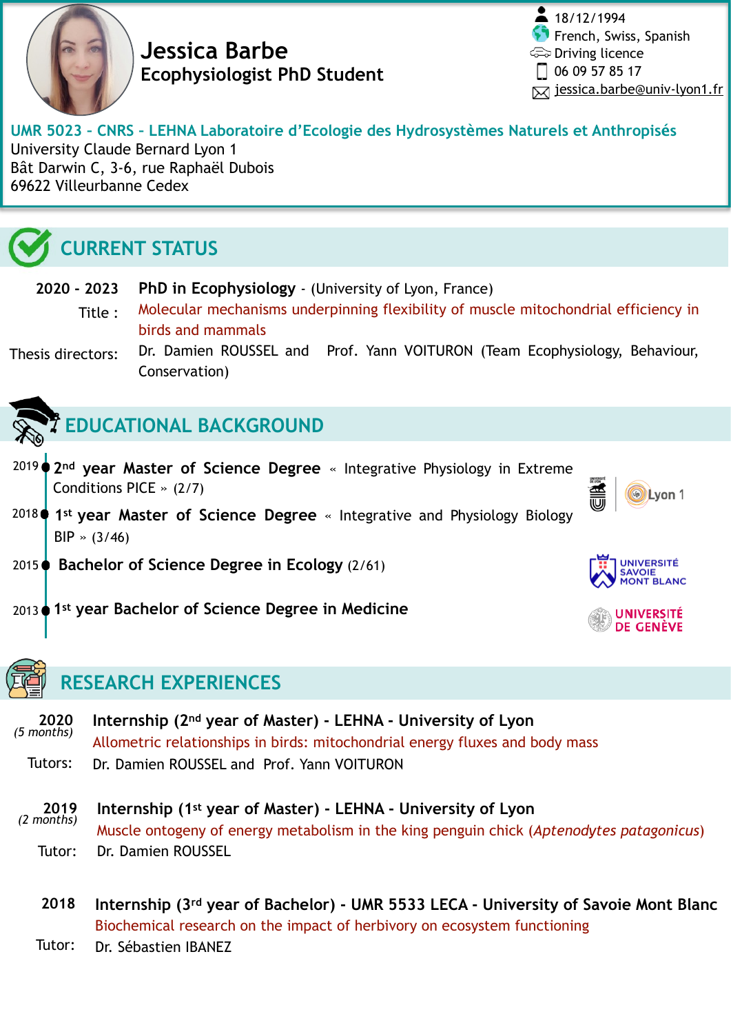# Jessica Barbe
## Ecophysiologist PhD Student

18/12/1994
French, Swiss, Spanish
Driving licence
06 09 57 85 17
jessica.barbe@univ-lyon1.fr

**UMR 5023 – CNRS – LEHNA Laboratoire d'Ecologie des Hydrosystèmes Naturels et Anthropisés**
University Claude Bernard Lyon 1
Bât Darwin C, 3-6, rue Raphaël Dubois
69622 Villeurbanne Cedex

## CURRENT STATUS

**2020 - 2023** **PhD in Ecophysiology** - (University of Lyon, France)
Title : Molecular mechanisms underpinning flexibility of muscle mitochondrial efficiency in birds and mammals
Thesis directors: Dr. Damien ROUSSEL and Prof. Yann VOITURON (Team Ecophysiology, Behaviour, Conservation)

## EDUCATIONAL BACKGROUND

- 2019 **2nd year Master of Science Degree** « Integrative Physiology in Extreme Conditions PICE » (2/7)
- 2018 **1st year Master of Science Degree** « Integrative and Physiology Biology BIP » (3/46)
- 2015 **Bachelor of Science Degree in Ecology** (2/61)
- 2013 **1st year Bachelor of Science Degree in Medicine**

Lyon 1 — Université Savoie Mont Blanc — Université de Genève

## RESEARCH EXPERIENCES

**2020** *(5 months)* **Internship (2nd year of Master) - LEHNA - University of Lyon**
Allometric relationships in birds: mitochondrial energy fluxes and body mass
Tutors: Dr. Damien ROUSSEL and Prof. Yann VOITURON

**2019** *(2 months)* **Internship (1st year of Master) - LEHNA - University of Lyon**
Muscle ontogeny of energy metabolism in the king penguin chick (*Aptenodytes patagonicus*)
Tutor: Dr. Damien ROUSSEL

**2018** **Internship (3rd year of Bachelor) - UMR 5533 LECA - University of Savoie Mont Blanc**
Biochemical research on the impact of herbivory on ecosystem functioning
Tutor: Dr. Sébastien IBANEZ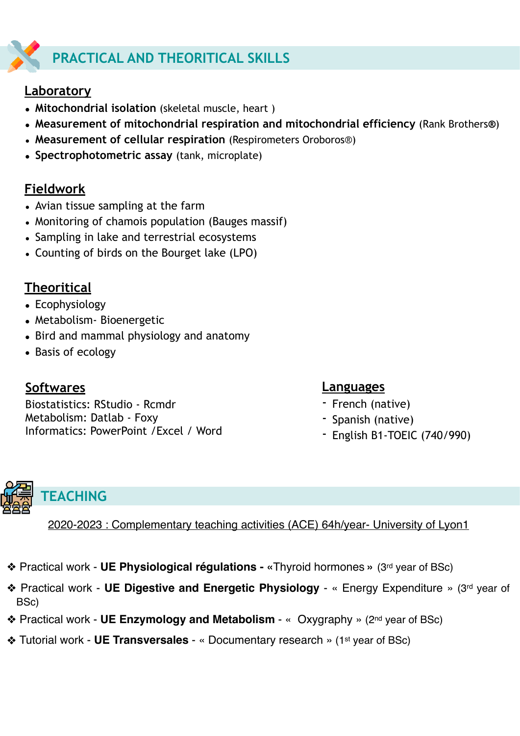## PRACTICAL AND THEORITICAL SKILLS

### Laboratory

- **Mitochondrial isolation** (skeletal muscle, heart )
- **Measurement of mitochondrial respiration and mitochondrial efficiency** (Rank Brothers®)
- **Measurement of cellular respiration** (Respirometers Oroboros®)
- **Spectrophotometric assay** (tank, microplate)

### Fieldwork

- Avian tissue sampling at the farm
- Monitoring of chamois population (Bauges massif)
- Sampling in lake and terrestrial ecosystems
- Counting of birds on the Bourget lake (LPO)

### Theoritical

- Ecophysiology
- Metabolism- Bioenergetic
- Bird and mammal physiology and anatomy
- Basis of ecology

### Softwares

Biostatistics: RStudio - Rcmdr
Metabolism: Datlab - Foxy
Informatics: PowerPoint /Excel / Word

### Languages

- French (native)
- Spanish (native)
- English B1-TOEIC (740/990)

## TEACHING

2020-2023 : Complementary teaching activities (ACE) 64h/year- University of Lyon1

- ❖ Practical work - **UE Physiological régulations -** «Thyroid hormones » (3rd year of BSc)
- ❖ Practical work - **UE Digestive and Energetic Physiology** - « Energy Expenditure » (3rd year of BSc)
- ❖ Practical work - **UE Enzymology and Metabolism** - « Oxygraphy » (2nd year of BSc)
- ❖ Tutorial work - **UE Transversales** - « Documentary research » (1st year of BSc)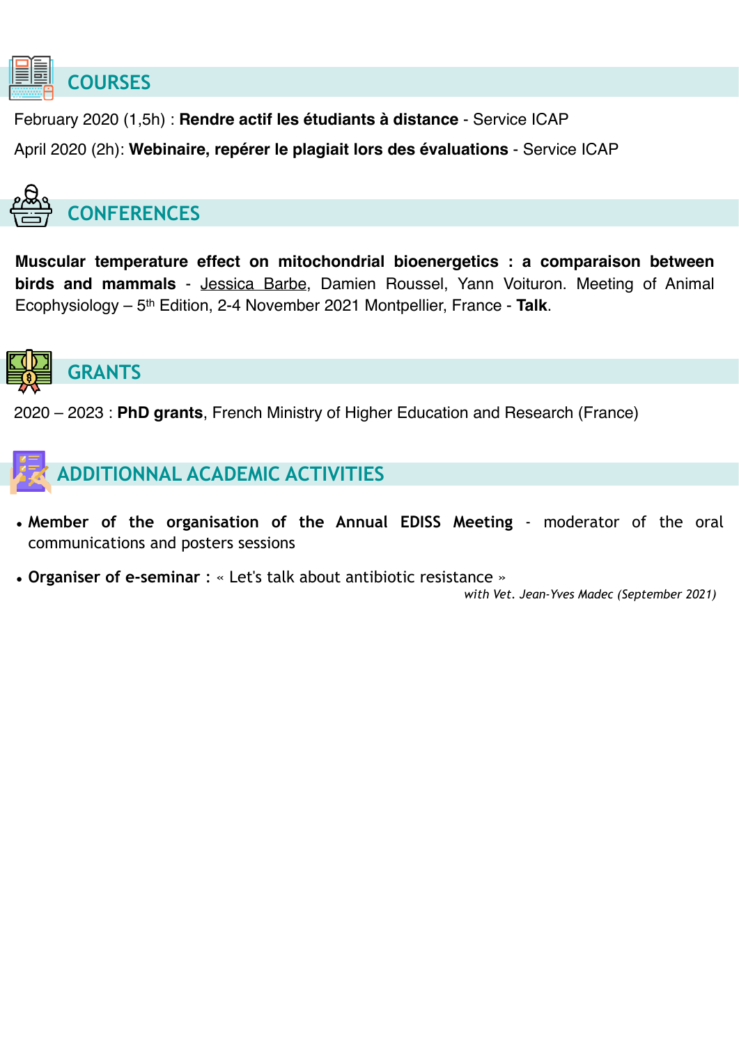## COURSES

February 2020 (1,5h) : **Rendre actif les étudiants à distance** - Service ICAP

April 2020 (2h): **Webinaire, repérer le plagiait lors des évaluations** - Service ICAP

## CONFERENCES

**Muscular temperature effect on mitochondrial bioenergetics : a comparaison between birds and mammals** - <u>Jessica Barbe</u>, Damien Roussel, Yann Voituron. Meeting of Animal Ecophysiology – 5th Edition, 2-4 November 2021 Montpellier, France - **Talk**.

## GRANTS

2020 – 2023 : **PhD grants**, French Ministry of Higher Education and Research (France)

## ADDITIONNAL ACADEMIC ACTIVITIES

- **Member of the organisation of the Annual EDISS Meeting** - moderator of the oral communications and posters sessions
- **Organiser of e-seminar :** « Let's talk about antibiotic resistance »
  *with Vet. Jean-Yves Madec (September 2021)*